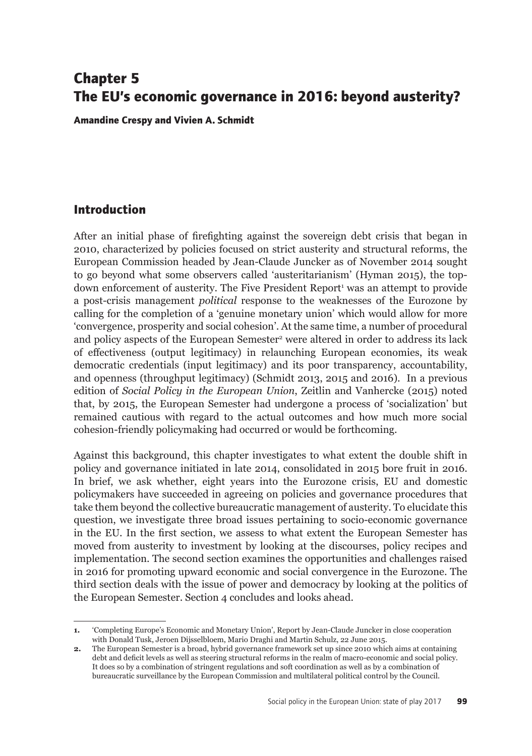# Chapter 5
# The EU's economic governance in 2016: beyond austerity?

**Amandine Crespy and Vivien A. Schmidt**

## Introduction

After an initial phase of firefighting against the sovereign debt crisis that began in 2010, characterized by policies focused on strict austerity and structural reforms, the European Commission headed by Jean-Claude Juncker as of November 2014 sought to go beyond what some observers called 'austeritarianism' (Hyman 2015), the top-down enforcement of austerity. The Five President Report[1] was an attempt to provide a post-crisis management *political* response to the weaknesses of the Eurozone by calling for the completion of a 'genuine monetary union' which would allow for more 'convergence, prosperity and social cohesion'. At the same time, a number of procedural and policy aspects of the European Semester[2] were altered in order to address its lack of effectiveness (output legitimacy) in relaunching European economies, its weak democratic credentials (input legitimacy) and its poor transparency, accountability, and openness (throughput legitimacy) (Schmidt 2013, 2015 and 2016). In a previous edition of *Social Policy in the European Union*, Zeitlin and Vanhercke (2015) noted that, by 2015, the European Semester had undergone a process of 'socialization' but remained cautious with regard to the actual outcomes and how much more social cohesion-friendly policymaking had occurred or would be forthcoming.

Against this background, this chapter investigates to what extent the double shift in policy and governance initiated in late 2014, consolidated in 2015 bore fruit in 2016. In brief, we ask whether, eight years into the Eurozone crisis, EU and domestic policymakers have succeeded in agreeing on policies and governance procedures that take them beyond the collective bureaucratic management of austerity. To elucidate this question, we investigate three broad issues pertaining to socio-economic governance in the EU. In the first section, we assess to what extent the European Semester has moved from austerity to investment by looking at the discourses, policy recipes and implementation. The second section examines the opportunities and challenges raised in 2016 for promoting upward economic and social convergence in the Eurozone. The third section deals with the issue of power and democracy by looking at the politics of the European Semester. Section 4 concludes and looks ahead.

---

1. 'Completing Europe's Economic and Monetary Union', Report by Jean-Claude Juncker in close cooperation with Donald Tusk, Jeroen Dijsselbloem, Mario Draghi and Martin Schulz, 22 June 2015.
2. The European Semester is a broad, hybrid governance framework set up since 2010 which aims at containing debt and deficit levels as well as steering structural reforms in the realm of macro-economic and social policy. It does so by a combination of stringent regulations and soft coordination as well as by a combination of bureaucratic surveillance by the European Commission and multilateral political control by the Council.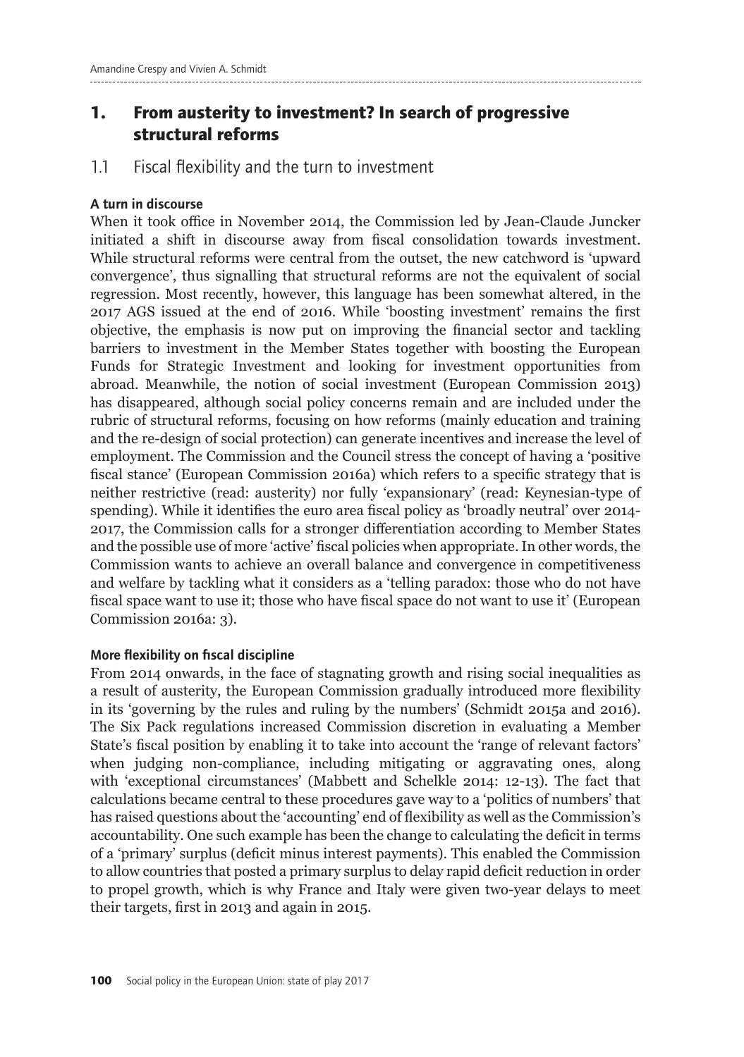# 1. From austerity to investment? In search of progressive structural reforms

## 1.1 Fiscal flexibility and the turn to investment

**A turn in discourse**

When it took office in November 2014, the Commission led by Jean-Claude Juncker initiated a shift in discourse away from fiscal consolidation towards investment. While structural reforms were central from the outset, the new catchword is 'upward convergence', thus signalling that structural reforms are not the equivalent of social regression. Most recently, however, this language has been somewhat altered, in the 2017 AGS issued at the end of 2016. While 'boosting investment' remains the first objective, the emphasis is now put on improving the financial sector and tackling barriers to investment in the Member States together with boosting the European Funds for Strategic Investment and looking for investment opportunities from abroad. Meanwhile, the notion of social investment (European Commission 2013) has disappeared, although social policy concerns remain and are included under the rubric of structural reforms, focusing on how reforms (mainly education and training and the re-design of social protection) can generate incentives and increase the level of employment. The Commission and the Council stress the concept of having a 'positive fiscal stance' (European Commission 2016a) which refers to a specific strategy that is neither restrictive (read: austerity) nor fully 'expansionary' (read: Keynesian-type of spending). While it identifies the euro area fiscal policy as 'broadly neutral' over 2014-2017, the Commission calls for a stronger differentiation according to Member States and the possible use of more 'active' fiscal policies when appropriate. In other words, the Commission wants to achieve an overall balance and convergence in competitiveness and welfare by tackling what it considers as a 'telling paradox: those who do not have fiscal space want to use it; those who have fiscal space do not want to use it' (European Commission 2016a: 3).

**More flexibility on fiscal discipline**

From 2014 onwards, in the face of stagnating growth and rising social inequalities as a result of austerity, the European Commission gradually introduced more flexibility in its 'governing by the rules and ruling by the numbers' (Schmidt 2015a and 2016). The Six Pack regulations increased Commission discretion in evaluating a Member State's fiscal position by enabling it to take into account the 'range of relevant factors' when judging non-compliance, including mitigating or aggravating ones, along with 'exceptional circumstances' (Mabbett and Schelkle 2014: 12-13). The fact that calculations became central to these procedures gave way to a 'politics of numbers' that has raised questions about the 'accounting' end of flexibility as well as the Commission's accountability. One such example has been the change to calculating the deficit in terms of a 'primary' surplus (deficit minus interest payments). This enabled the Commission to allow countries that posted a primary surplus to delay rapid deficit reduction in order to propel growth, which is why France and Italy were given two-year delays to meet their targets, first in 2013 and again in 2015.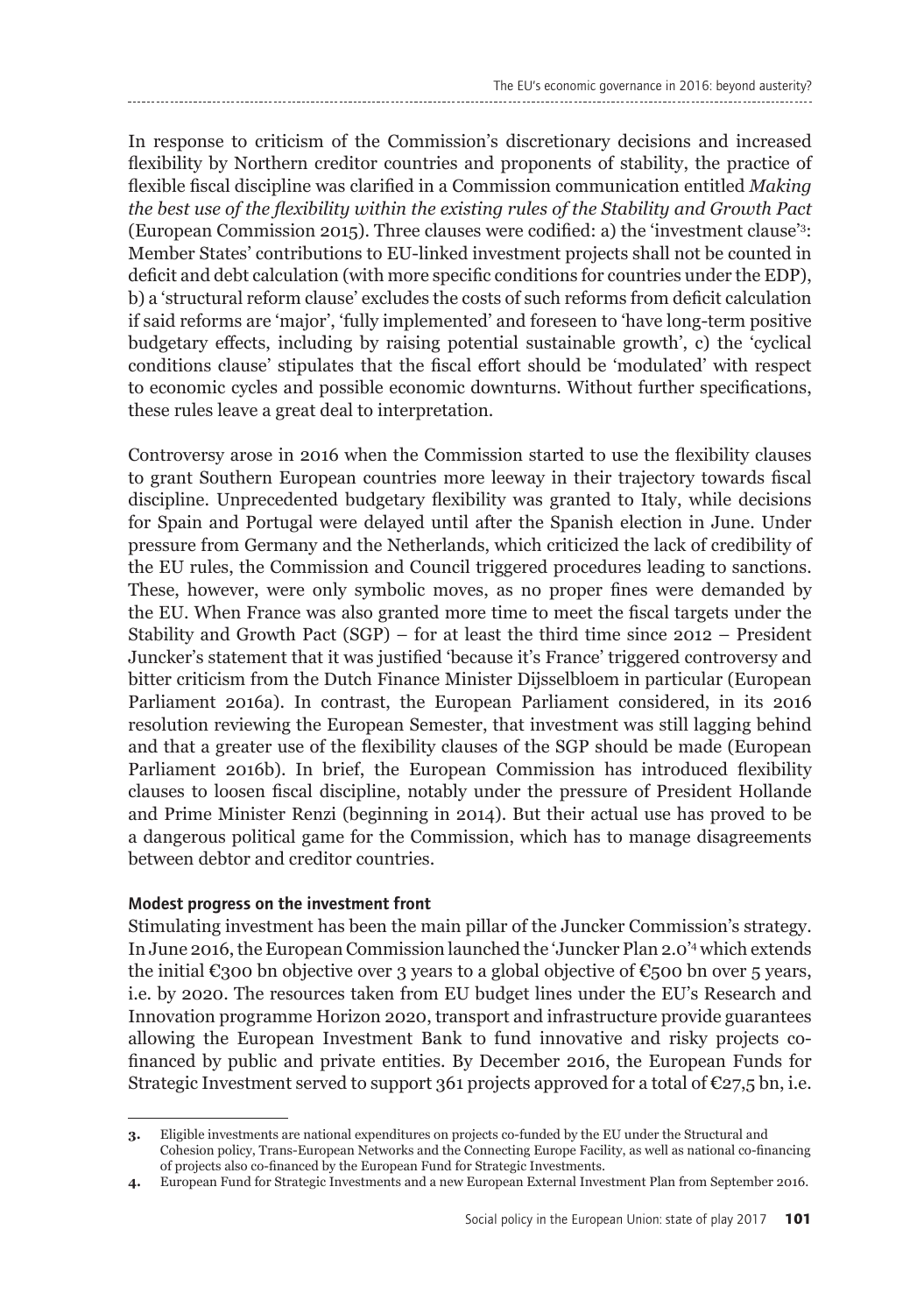In response to criticism of the Commission's discretionary decisions and increased flexibility by Northern creditor countries and proponents of stability, the practice of flexible fiscal discipline was clarified in a Commission communication entitled *Making the best use of the flexibility within the existing rules of the Stability and Growth Pact* (European Commission 2015). Three clauses were codified: a) the 'investment clause'[3]: Member States' contributions to EU-linked investment projects shall not be counted in deficit and debt calculation (with more specific conditions for countries under the EDP), b) a 'structural reform clause' excludes the costs of such reforms from deficit calculation if said reforms are 'major', 'fully implemented' and foreseen to 'have long-term positive budgetary effects, including by raising potential sustainable growth', c) the 'cyclical conditions clause' stipulates that the fiscal effort should be 'modulated' with respect to economic cycles and possible economic downturns. Without further specifications, these rules leave a great deal to interpretation.

Controversy arose in 2016 when the Commission started to use the flexibility clauses to grant Southern European countries more leeway in their trajectory towards fiscal discipline. Unprecedented budgetary flexibility was granted to Italy, while decisions for Spain and Portugal were delayed until after the Spanish election in June. Under pressure from Germany and the Netherlands, which criticized the lack of credibility of the EU rules, the Commission and Council triggered procedures leading to sanctions. These, however, were only symbolic moves, as no proper fines were demanded by the EU. When France was also granted more time to meet the fiscal targets under the Stability and Growth Pact (SGP) – for at least the third time since 2012 – President Juncker's statement that it was justified 'because it's France' triggered controversy and bitter criticism from the Dutch Finance Minister Dijsselbloem in particular (European Parliament 2016a). In contrast, the European Parliament considered, in its 2016 resolution reviewing the European Semester, that investment was still lagging behind and that a greater use of the flexibility clauses of the SGP should be made (European Parliament 2016b). In brief, the European Commission has introduced flexibility clauses to loosen fiscal discipline, notably under the pressure of President Hollande and Prime Minister Renzi (beginning in 2014). But their actual use has proved to be a dangerous political game for the Commission, which has to manage disagreements between debtor and creditor countries.

**Modest progress on the investment front**

Stimulating investment has been the main pillar of the Juncker Commission's strategy. In June 2016, the European Commission launched the 'Juncker Plan 2.0'[4] which extends the initial €300 bn objective over 3 years to a global objective of €500 bn over 5 years, i.e. by 2020. The resources taken from EU budget lines under the EU's Research and Innovation programme Horizon 2020, transport and infrastructure provide guarantees allowing the European Investment Bank to fund innovative and risky projects co-financed by public and private entities. By December 2016, the European Funds for Strategic Investment served to support 361 projects approved for a total of €27,5 bn, i.e.

---

**3.** Eligible investments are national expenditures on projects co-funded by the EU under the Structural and Cohesion policy, Trans-European Networks and the Connecting Europe Facility, as well as national co-financing of projects also co-financed by the European Fund for Strategic Investments.

**4.** European Fund for Strategic Investments and a new European External Investment Plan from September 2016.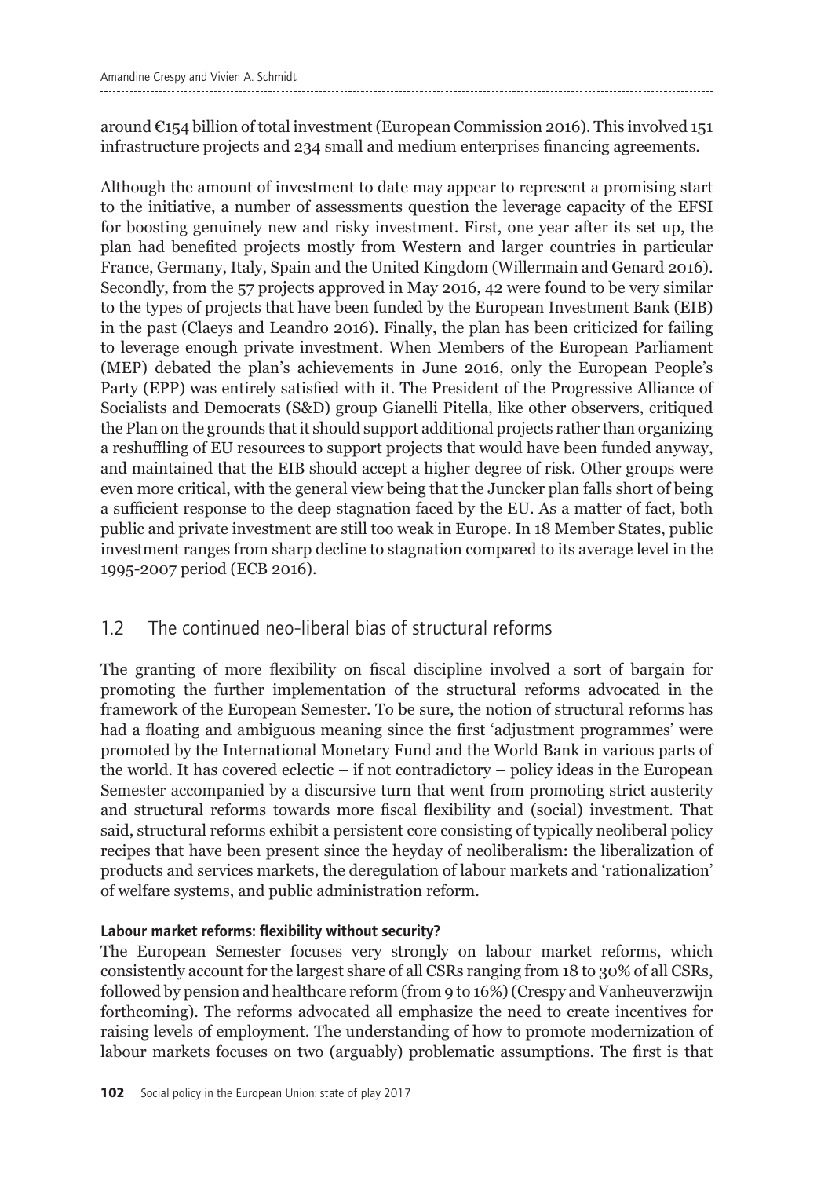around €154 billion of total investment (European Commission 2016). This involved 151 infrastructure projects and 234 small and medium enterprises financing agreements.

Although the amount of investment to date may appear to represent a promising start to the initiative, a number of assessments question the leverage capacity of the EFSI for boosting genuinely new and risky investment. First, one year after its set up, the plan had benefited projects mostly from Western and larger countries in particular France, Germany, Italy, Spain and the United Kingdom (Willermain and Genard 2016). Secondly, from the 57 projects approved in May 2016, 42 were found to be very similar to the types of projects that have been funded by the European Investment Bank (EIB) in the past (Claeys and Leandro 2016). Finally, the plan has been criticized for failing to leverage enough private investment. When Members of the European Parliament (MEP) debated the plan's achievements in June 2016, only the European People's Party (EPP) was entirely satisfied with it. The President of the Progressive Alliance of Socialists and Democrats (S&D) group Gianelli Pitella, like other observers, critiqued the Plan on the grounds that it should support additional projects rather than organizing a reshuffling of EU resources to support projects that would have been funded anyway, and maintained that the EIB should accept a higher degree of risk. Other groups were even more critical, with the general view being that the Juncker plan falls short of being a sufficient response to the deep stagnation faced by the EU. As a matter of fact, both public and private investment are still too weak in Europe. In 18 Member States, public investment ranges from sharp decline to stagnation compared to its average level in the 1995-2007 period (ECB 2016).

## 1.2 The continued neo-liberal bias of structural reforms

The granting of more flexibility on fiscal discipline involved a sort of bargain for promoting the further implementation of the structural reforms advocated in the framework of the European Semester. To be sure, the notion of structural reforms has had a floating and ambiguous meaning since the first 'adjustment programmes' were promoted by the International Monetary Fund and the World Bank in various parts of the world. It has covered eclectic – if not contradictory – policy ideas in the European Semester accompanied by a discursive turn that went from promoting strict austerity and structural reforms towards more fiscal flexibility and (social) investment. That said, structural reforms exhibit a persistent core consisting of typically neoliberal policy recipes that have been present since the heyday of neoliberalism: the liberalization of products and services markets, the deregulation of labour markets and 'rationalization' of welfare systems, and public administration reform.

#### Labour market reforms: flexibility without security?

The European Semester focuses very strongly on labour market reforms, which consistently account for the largest share of all CSRs ranging from 18 to 30% of all CSRs, followed by pension and healthcare reform (from 9 to 16%) (Crespy and Vanheuverzwijn forthcoming). The reforms advocated all emphasize the need to create incentives for raising levels of employment. The understanding of how to promote modernization of labour markets focuses on two (arguably) problematic assumptions. The first is that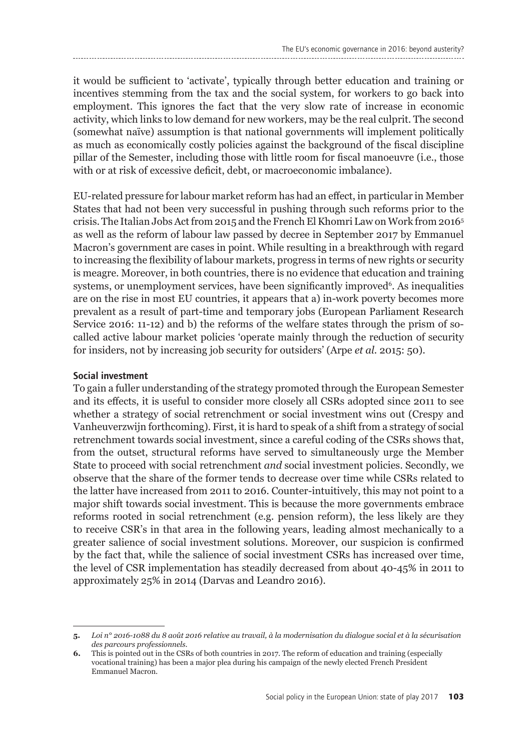it would be sufficient to 'activate', typically through better education and training or incentives stemming from the tax and the social system, for workers to go back into employment. This ignores the fact that the very slow rate of increase in economic activity, which links to low demand for new workers, may be the real culprit. The second (somewhat naïve) assumption is that national governments will implement politically as much as economically costly policies against the background of the fiscal discipline pillar of the Semester, including those with little room for fiscal manoeuvre (i.e., those with or at risk of excessive deficit, debt, or macroeconomic imbalance).

EU-related pressure for labour market reform has had an effect, in particular in Member States that had not been very successful in pushing through such reforms prior to the crisis. The Italian Jobs Act from 2015 and the French El Khomri Law on Work from 2016[5] as well as the reform of labour law passed by decree in September 2017 by Emmanuel Macron's government are cases in point. While resulting in a breakthrough with regard to increasing the flexibility of labour markets, progress in terms of new rights or security is meagre. Moreover, in both countries, there is no evidence that education and training systems, or unemployment services, have been significantly improved[6]. As inequalities are on the rise in most EU countries, it appears that a) in-work poverty becomes more prevalent as a result of part-time and temporary jobs (European Parliament Research Service 2016: 11-12) and b) the reforms of the welfare states through the prism of so-called active labour market policies 'operate mainly through the reduction of security for insiders, not by increasing job security for outsiders' (Arpe *et al.* 2015: 50).

### Social investment

To gain a fuller understanding of the strategy promoted through the European Semester and its effects, it is useful to consider more closely all CSRs adopted since 2011 to see whether a strategy of social retrenchment or social investment wins out (Crespy and Vanheuverzwijn forthcoming). First, it is hard to speak of a shift from a strategy of social retrenchment towards social investment, since a careful coding of the CSRs shows that, from the outset, structural reforms have served to simultaneously urge the Member State to proceed with social retrenchment *and* social investment policies. Secondly, we observe that the share of the former tends to decrease over time while CSRs related to the latter have increased from 2011 to 2016. Counter-intuitively, this may not point to a major shift towards social investment. This is because the more governments embrace reforms rooted in social retrenchment (e.g. pension reform), the less likely are they to receive CSR's in that area in the following years, leading almost mechanically to a greater salience of social investment solutions. Moreover, our suspicion is confirmed by the fact that, while the salience of social investment CSRs has increased over time, the level of CSR implementation has steadily decreased from about 40-45% in 2011 to approximately 25% in 2014 (Darvas and Leandro 2016).

---

**5.** *Loi n° 2016-1088 du 8 août 2016 relative au travail, à la modernisation du dialogue social et à la sécurisation des parcours professionnels.*

**6.** This is pointed out in the CSRs of both countries in 2017. The reform of education and training (especially vocational training) has been a major plea during his campaign of the newly elected French President Emmanuel Macron.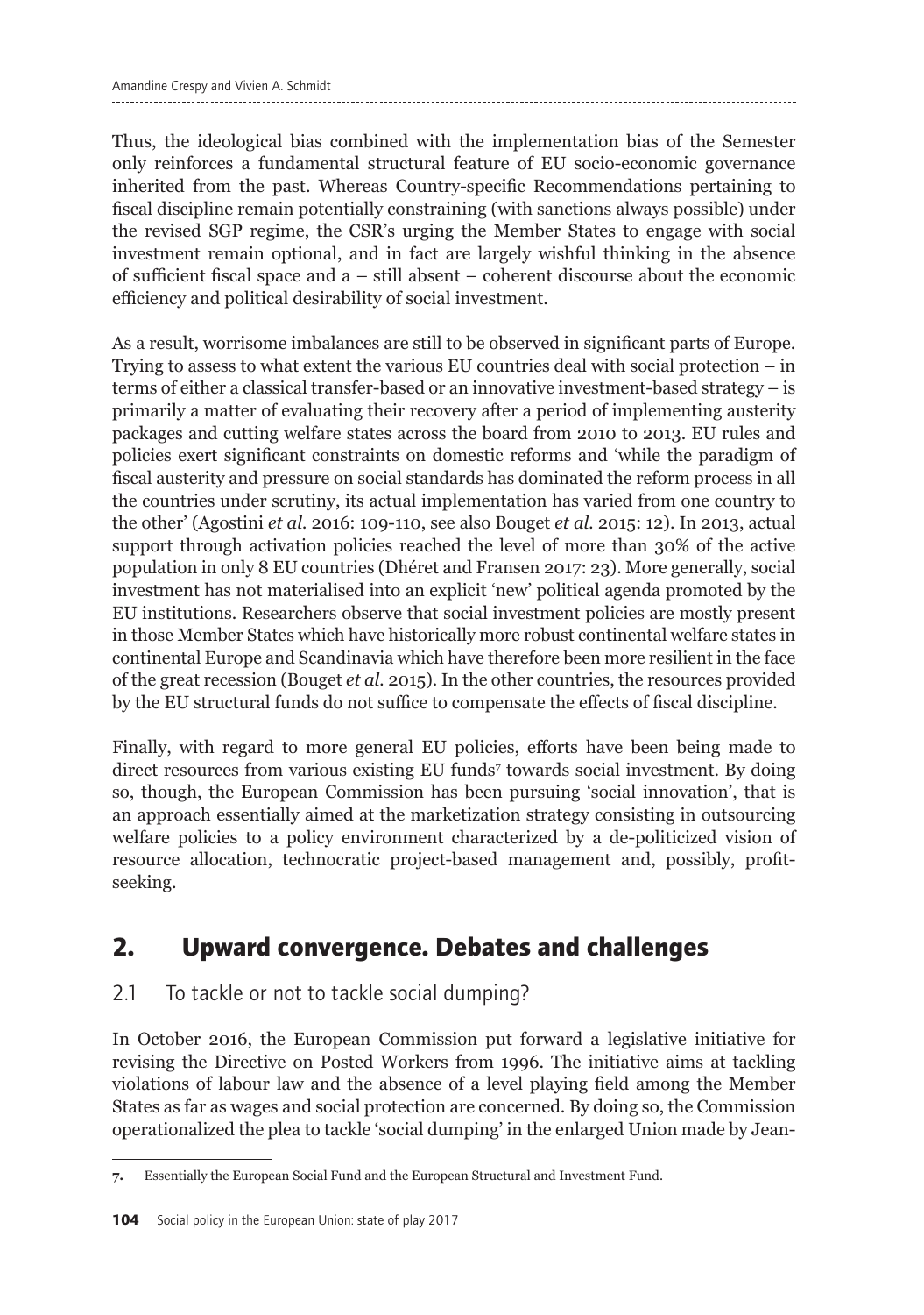Thus, the ideological bias combined with the implementation bias of the Semester only reinforces a fundamental structural feature of EU socio-economic governance inherited from the past. Whereas Country-specific Recommendations pertaining to fiscal discipline remain potentially constraining (with sanctions always possible) under the revised SGP regime, the CSR's urging the Member States to engage with social investment remain optional, and in fact are largely wishful thinking in the absence of sufficient fiscal space and a – still absent – coherent discourse about the economic efficiency and political desirability of social investment.

As a result, worrisome imbalances are still to be observed in significant parts of Europe. Trying to assess to what extent the various EU countries deal with social protection – in terms of either a classical transfer-based or an innovative investment-based strategy – is primarily a matter of evaluating their recovery after a period of implementing austerity packages and cutting welfare states across the board from 2010 to 2013. EU rules and policies exert significant constraints on domestic reforms and 'while the paradigm of fiscal austerity and pressure on social standards has dominated the reform process in all the countries under scrutiny, its actual implementation has varied from one country to the other' (Agostini *et al.* 2016: 109-110, see also Bouget *et al.* 2015: 12). In 2013, actual support through activation policies reached the level of more than 30% of the active population in only 8 EU countries (Dhéret and Fransen 2017: 23). More generally, social investment has not materialised into an explicit 'new' political agenda promoted by the EU institutions. Researchers observe that social investment policies are mostly present in those Member States which have historically more robust continental welfare states in continental Europe and Scandinavia which have therefore been more resilient in the face of the great recession (Bouget *et al.* 2015). In the other countries, the resources provided by the EU structural funds do not suffice to compensate the effects of fiscal discipline.

Finally, with regard to more general EU policies, efforts have been being made to direct resources from various existing EU funds[7] towards social investment. By doing so, though, the European Commission has been pursuing 'social innovation', that is an approach essentially aimed at the marketization strategy consisting in outsourcing welfare policies to a policy environment characterized by a de-politicized vision of resource allocation, technocratic project-based management and, possibly, profit-seeking.

## 2. Upward convergence. Debates and challenges

### 2.1 To tackle or not to tackle social dumping?

In October 2016, the European Commission put forward a legislative initiative for revising the Directive on Posted Workers from 1996. The initiative aims at tackling violations of labour law and the absence of a level playing field among the Member States as far as wages and social protection are concerned. By doing so, the Commission operationalized the plea to tackle 'social dumping' in the enlarged Union made by Jean-

7. Essentially the European Social Fund and the European Structural and Investment Fund.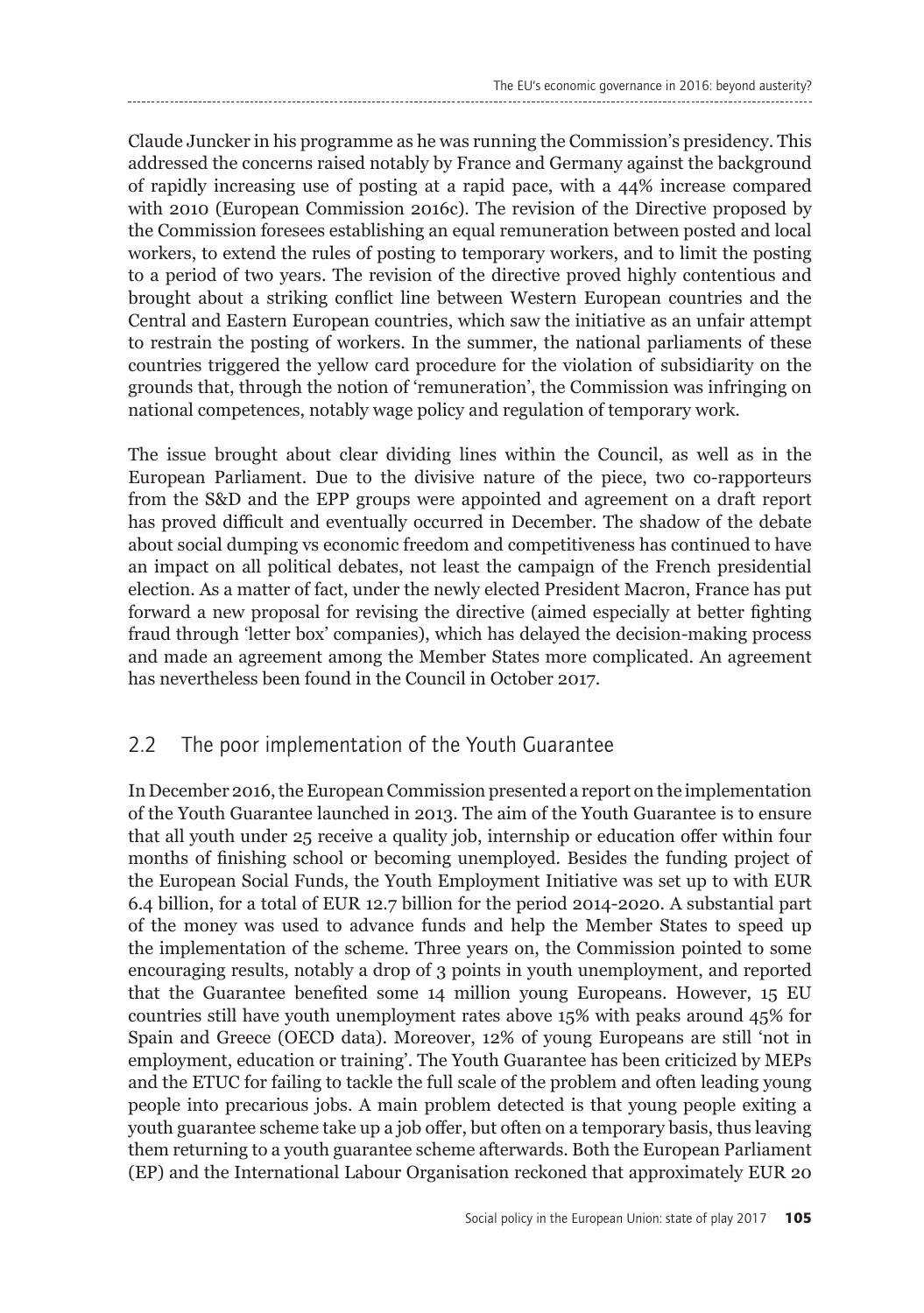Claude Juncker in his programme as he was running the Commission's presidency. This addressed the concerns raised notably by France and Germany against the background of rapidly increasing use of posting at a rapid pace, with a 44% increase compared with 2010 (European Commission 2016c). The revision of the Directive proposed by the Commission foresees establishing an equal remuneration between posted and local workers, to extend the rules of posting to temporary workers, and to limit the posting to a period of two years. The revision of the directive proved highly contentious and brought about a striking conflict line between Western European countries and the Central and Eastern European countries, which saw the initiative as an unfair attempt to restrain the posting of workers. In the summer, the national parliaments of these countries triggered the yellow card procedure for the violation of subsidiarity on the grounds that, through the notion of 'remuneration', the Commission was infringing on national competences, notably wage policy and regulation of temporary work.

The issue brought about clear dividing lines within the Council, as well as in the European Parliament. Due to the divisive nature of the piece, two co-rapporteurs from the S&D and the EPP groups were appointed and agreement on a draft report has proved difficult and eventually occurred in December. The shadow of the debate about social dumping vs economic freedom and competitiveness has continued to have an impact on all political debates, not least the campaign of the French presidential election. As a matter of fact, under the newly elected President Macron, France has put forward a new proposal for revising the directive (aimed especially at better fighting fraud through 'letter box' companies), which has delayed the decision-making process and made an agreement among the Member States more complicated. An agreement has nevertheless been found in the Council in October 2017.

## 2.2 The poor implementation of the Youth Guarantee

In December 2016, the European Commission presented a report on the implementation of the Youth Guarantee launched in 2013. The aim of the Youth Guarantee is to ensure that all youth under 25 receive a quality job, internship or education offer within four months of finishing school or becoming unemployed. Besides the funding project of the European Social Funds, the Youth Employment Initiative was set up to with EUR 6.4 billion, for a total of EUR 12.7 billion for the period 2014-2020. A substantial part of the money was used to advance funds and help the Member States to speed up the implementation of the scheme. Three years on, the Commission pointed to some encouraging results, notably a drop of 3 points in youth unemployment, and reported that the Guarantee benefited some 14 million young Europeans. However, 15 EU countries still have youth unemployment rates above 15% with peaks around 45% for Spain and Greece (OECD data). Moreover, 12% of young Europeans are still 'not in employment, education or training'. The Youth Guarantee has been criticized by MEPs and the ETUC for failing to tackle the full scale of the problem and often leading young people into precarious jobs. A main problem detected is that young people exiting a youth guarantee scheme take up a job offer, but often on a temporary basis, thus leaving them returning to a youth guarantee scheme afterwards. Both the European Parliament (EP) and the International Labour Organisation reckoned that approximately EUR 20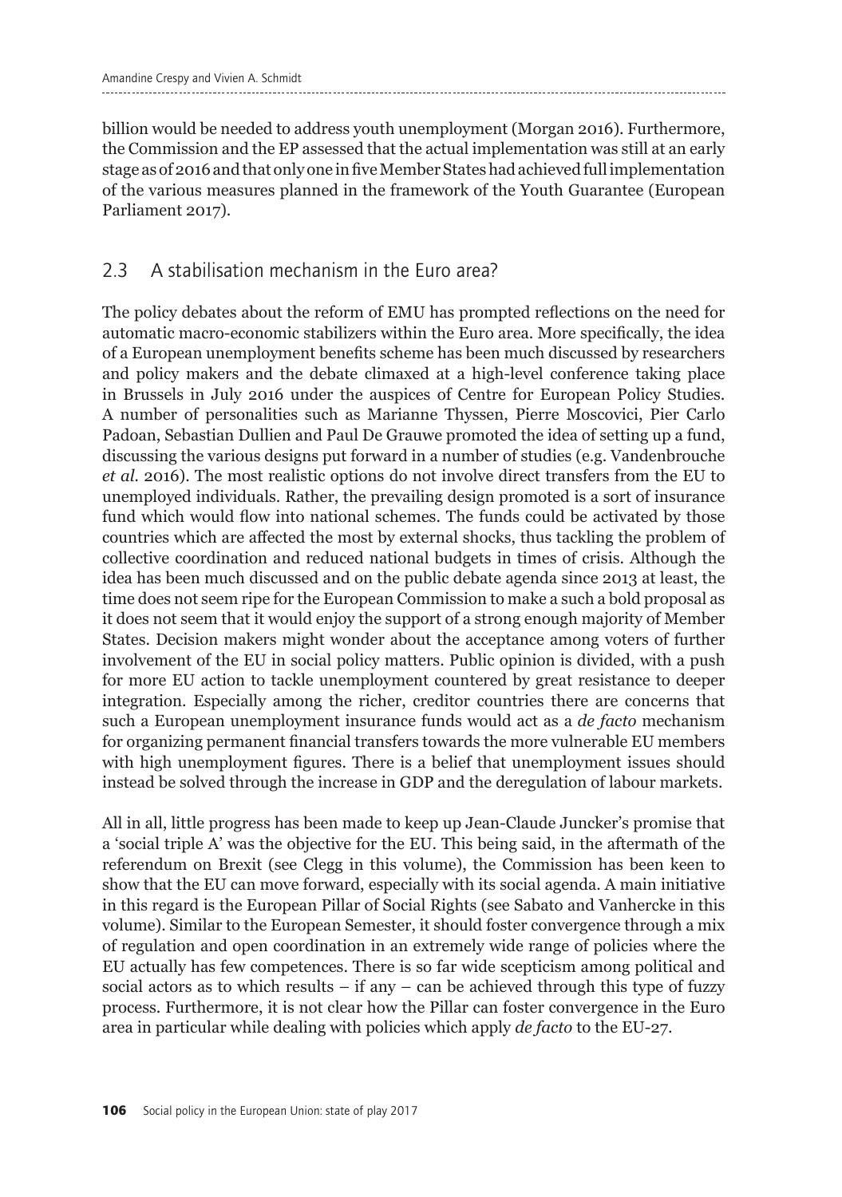billion would be needed to address youth unemployment (Morgan 2016). Furthermore, the Commission and the EP assessed that the actual implementation was still at an early stage as of 2016 and that only one in five Member States had achieved full implementation of the various measures planned in the framework of the Youth Guarantee (European Parliament 2017).

## 2.3 A stabilisation mechanism in the Euro area?

The policy debates about the reform of EMU has prompted reflections on the need for automatic macro-economic stabilizers within the Euro area. More specifically, the idea of a European unemployment benefits scheme has been much discussed by researchers and policy makers and the debate climaxed at a high-level conference taking place in Brussels in July 2016 under the auspices of Centre for European Policy Studies. A number of personalities such as Marianne Thyssen, Pierre Moscovici, Pier Carlo Padoan, Sebastian Dullien and Paul De Grauwe promoted the idea of setting up a fund, discussing the various designs put forward in a number of studies (e.g. Vandenbrouche *et al.* 2016). The most realistic options do not involve direct transfers from the EU to unemployed individuals. Rather, the prevailing design promoted is a sort of insurance fund which would flow into national schemes. The funds could be activated by those countries which are affected the most by external shocks, thus tackling the problem of collective coordination and reduced national budgets in times of crisis. Although the idea has been much discussed and on the public debate agenda since 2013 at least, the time does not seem ripe for the European Commission to make a such a bold proposal as it does not seem that it would enjoy the support of a strong enough majority of Member States. Decision makers might wonder about the acceptance among voters of further involvement of the EU in social policy matters. Public opinion is divided, with a push for more EU action to tackle unemployment countered by great resistance to deeper integration. Especially among the richer, creditor countries there are concerns that such a European unemployment insurance funds would act as a *de facto* mechanism for organizing permanent financial transfers towards the more vulnerable EU members with high unemployment figures. There is a belief that unemployment issues should instead be solved through the increase in GDP and the deregulation of labour markets.

All in all, little progress has been made to keep up Jean-Claude Juncker's promise that a 'social triple A' was the objective for the EU. This being said, in the aftermath of the referendum on Brexit (see Clegg in this volume), the Commission has been keen to show that the EU can move forward, especially with its social agenda. A main initiative in this regard is the European Pillar of Social Rights (see Sabato and Vanhercke in this volume). Similar to the European Semester, it should foster convergence through a mix of regulation and open coordination in an extremely wide range of policies where the EU actually has few competences. There is so far wide scepticism among political and social actors as to which results – if any – can be achieved through this type of fuzzy process. Furthermore, it is not clear how the Pillar can foster convergence in the Euro area in particular while dealing with policies which apply *de facto* to the EU-27.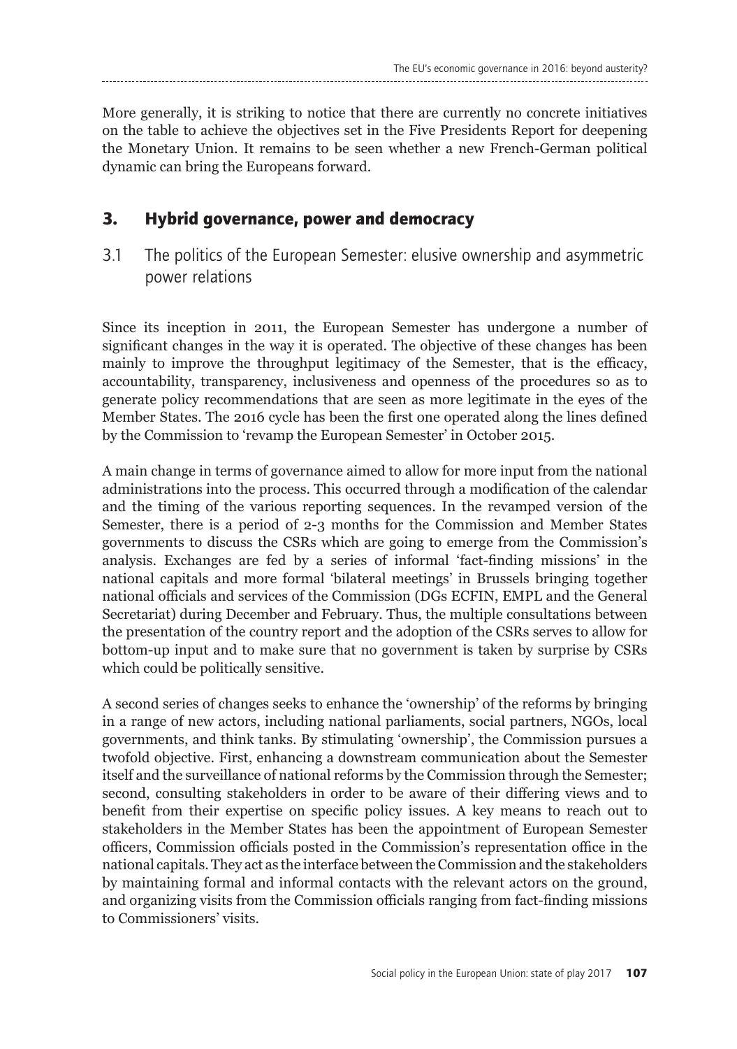More generally, it is striking to notice that there are currently no concrete initiatives on the table to achieve the objectives set in the Five Presidents Report for deepening the Monetary Union. It remains to be seen whether a new French-German political dynamic can bring the Europeans forward.

## 3. Hybrid governance, power and democracy

### 3.1 The politics of the European Semester: elusive ownership and asymmetric power relations

Since its inception in 2011, the European Semester has undergone a number of significant changes in the way it is operated. The objective of these changes has been mainly to improve the throughput legitimacy of the Semester, that is the efficacy, accountability, transparency, inclusiveness and openness of the procedures so as to generate policy recommendations that are seen as more legitimate in the eyes of the Member States. The 2016 cycle has been the first one operated along the lines defined by the Commission to 'revamp the European Semester' in October 2015.

A main change in terms of governance aimed to allow for more input from the national administrations into the process. This occurred through a modification of the calendar and the timing of the various reporting sequences. In the revamped version of the Semester, there is a period of 2-3 months for the Commission and Member States governments to discuss the CSRs which are going to emerge from the Commission's analysis. Exchanges are fed by a series of informal 'fact-finding missions' in the national capitals and more formal 'bilateral meetings' in Brussels bringing together national officials and services of the Commission (DGs ECFIN, EMPL and the General Secretariat) during December and February. Thus, the multiple consultations between the presentation of the country report and the adoption of the CSRs serves to allow for bottom-up input and to make sure that no government is taken by surprise by CSRs which could be politically sensitive.

A second series of changes seeks to enhance the 'ownership' of the reforms by bringing in a range of new actors, including national parliaments, social partners, NGOs, local governments, and think tanks. By stimulating 'ownership', the Commission pursues a twofold objective. First, enhancing a downstream communication about the Semester itself and the surveillance of national reforms by the Commission through the Semester; second, consulting stakeholders in order to be aware of their differing views and to benefit from their expertise on specific policy issues. A key means to reach out to stakeholders in the Member States has been the appointment of European Semester officers, Commission officials posted in the Commission's representation office in the national capitals. They act as the interface between the Commission and the stakeholders by maintaining formal and informal contacts with the relevant actors on the ground, and organizing visits from the Commission officials ranging from fact-finding missions to Commissioners' visits.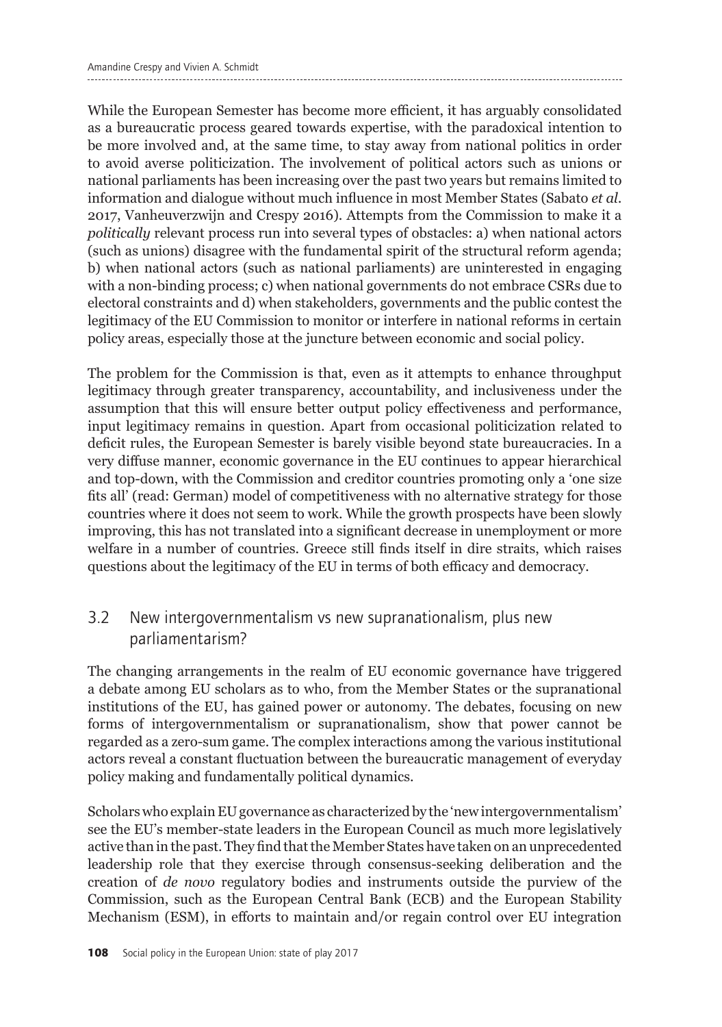While the European Semester has become more efficient, it has arguably consolidated as a bureaucratic process geared towards expertise, with the paradoxical intention to be more involved and, at the same time, to stay away from national politics in order to avoid averse politicization. The involvement of political actors such as unions or national parliaments has been increasing over the past two years but remains limited to information and dialogue without much influence in most Member States (Sabato *et al.* 2017, Vanheuverzwijn and Crespy 2016). Attempts from the Commission to make it a *politically* relevant process run into several types of obstacles: a) when national actors (such as unions) disagree with the fundamental spirit of the structural reform agenda; b) when national actors (such as national parliaments) are uninterested in engaging with a non-binding process; c) when national governments do not embrace CSRs due to electoral constraints and d) when stakeholders, governments and the public contest the legitimacy of the EU Commission to monitor or interfere in national reforms in certain policy areas, especially those at the juncture between economic and social policy.

The problem for the Commission is that, even as it attempts to enhance throughput legitimacy through greater transparency, accountability, and inclusiveness under the assumption that this will ensure better output policy effectiveness and performance, input legitimacy remains in question. Apart from occasional politicization related to deficit rules, the European Semester is barely visible beyond state bureaucracies. In a very diffuse manner, economic governance in the EU continues to appear hierarchical and top-down, with the Commission and creditor countries promoting only a 'one size fits all' (read: German) model of competitiveness with no alternative strategy for those countries where it does not seem to work. While the growth prospects have been slowly improving, this has not translated into a significant decrease in unemployment or more welfare in a number of countries. Greece still finds itself in dire straits, which raises questions about the legitimacy of the EU in terms of both efficacy and democracy.

## 3.2 New intergovernmentalism vs new supranationalism, plus new parliamentarism?

The changing arrangements in the realm of EU economic governance have triggered a debate among EU scholars as to who, from the Member States or the supranational institutions of the EU, has gained power or autonomy. The debates, focusing on new forms of intergovernmentalism or supranationalism, show that power cannot be regarded as a zero-sum game. The complex interactions among the various institutional actors reveal a constant fluctuation between the bureaucratic management of everyday policy making and fundamentally political dynamics.

Scholars who explain EU governance as characterized by the 'new intergovernmentalism' see the EU's member-state leaders in the European Council as much more legislatively active than in the past. They find that the Member States have taken on an unprecedented leadership role that they exercise through consensus-seeking deliberation and the creation of *de novo* regulatory bodies and instruments outside the purview of the Commission, such as the European Central Bank (ECB) and the European Stability Mechanism (ESM), in efforts to maintain and/or regain control over EU integration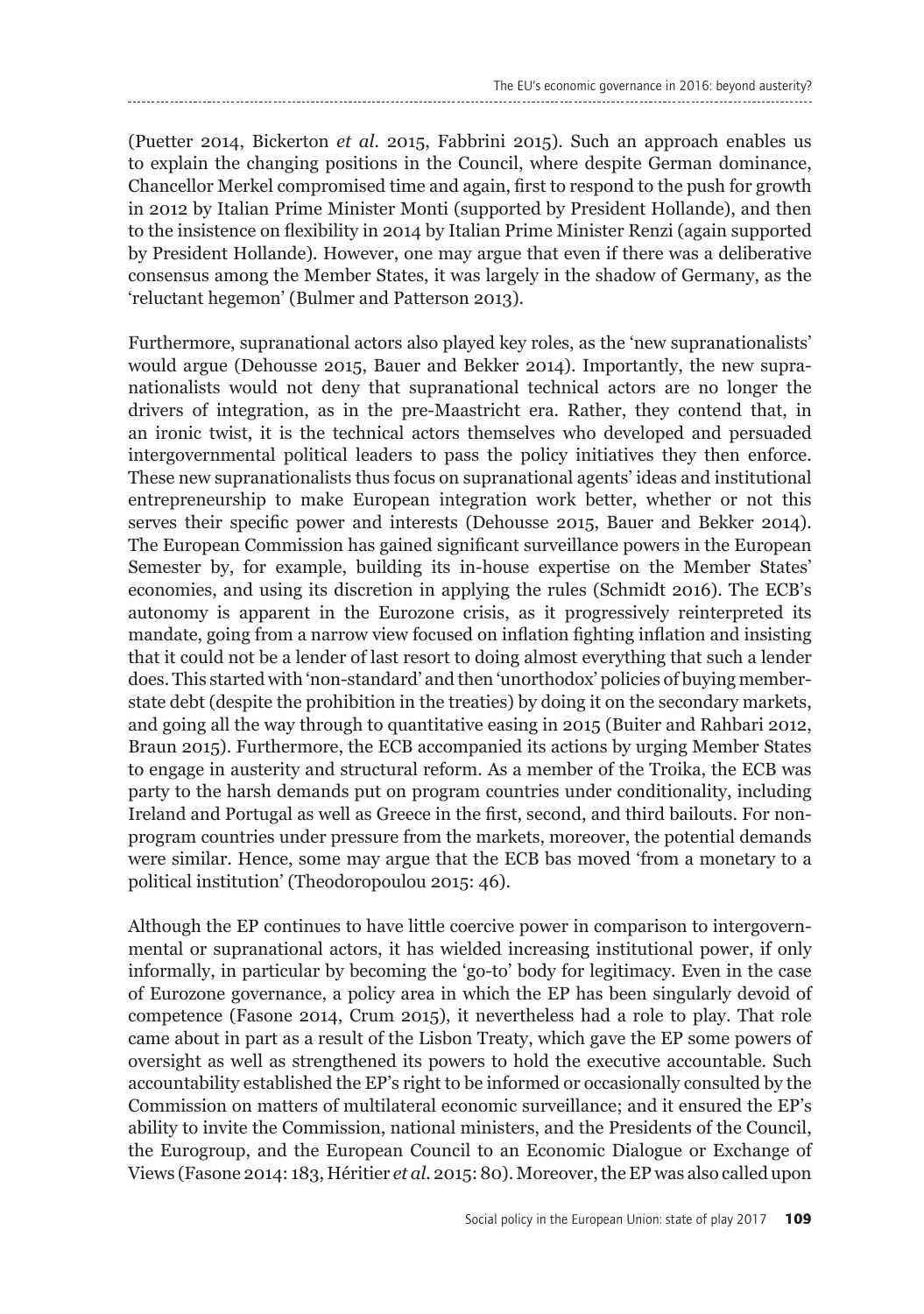(Puetter 2014, Bickerton *et al.* 2015, Fabbrini 2015). Such an approach enables us to explain the changing positions in the Council, where despite German dominance, Chancellor Merkel compromised time and again, first to respond to the push for growth in 2012 by Italian Prime Minister Monti (supported by President Hollande), and then to the insistence on flexibility in 2014 by Italian Prime Minister Renzi (again supported by President Hollande). However, one may argue that even if there was a deliberative consensus among the Member States, it was largely in the shadow of Germany, as the 'reluctant hegemon' (Bulmer and Patterson 2013).

Furthermore, supranational actors also played key roles, as the 'new supranationalists' would argue (Dehousse 2015, Bauer and Bekker 2014). Importantly, the new supranationalists would not deny that supranational technical actors are no longer the drivers of integration, as in the pre-Maastricht era. Rather, they contend that, in an ironic twist, it is the technical actors themselves who developed and persuaded intergovernmental political leaders to pass the policy initiatives they then enforce. These new supranationalists thus focus on supranational agents' ideas and institutional entrepreneurship to make European integration work better, whether or not this serves their specific power and interests (Dehousse 2015, Bauer and Bekker 2014). The European Commission has gained significant surveillance powers in the European Semester by, for example, building its in-house expertise on the Member States' economies, and using its discretion in applying the rules (Schmidt 2016). The ECB's autonomy is apparent in the Eurozone crisis, as it progressively reinterpreted its mandate, going from a narrow view focused on inflation fighting inflation and insisting that it could not be a lender of last resort to doing almost everything that such a lender does. This started with 'non-standard' and then 'unorthodox' policies of buying member-state debt (despite the prohibition in the treaties) by doing it on the secondary markets, and going all the way through to quantitative easing in 2015 (Buiter and Rahbari 2012, Braun 2015). Furthermore, the ECB accompanied its actions by urging Member States to engage in austerity and structural reform. As a member of the Troika, the ECB was party to the harsh demands put on program countries under conditionality, including Ireland and Portugal as well as Greece in the first, second, and third bailouts. For non-program countries under pressure from the markets, moreover, the potential demands were similar. Hence, some may argue that the ECB bas moved 'from a monetary to a political institution' (Theodoropoulou 2015: 46).

Although the EP continues to have little coercive power in comparison to intergovernmental or supranational actors, it has wielded increasing institutional power, if only informally, in particular by becoming the 'go-to' body for legitimacy. Even in the case of Eurozone governance, a policy area in which the EP has been singularly devoid of competence (Fasone 2014, Crum 2015), it nevertheless had a role to play. That role came about in part as a result of the Lisbon Treaty, which gave the EP some powers of oversight as well as strengthened its powers to hold the executive accountable. Such accountability established the EP's right to be informed or occasionally consulted by the Commission on matters of multilateral economic surveillance; and it ensured the EP's ability to invite the Commission, national ministers, and the Presidents of the Council, the Eurogroup, and the European Council to an Economic Dialogue or Exchange of Views (Fasone 2014: 183, Héritier *et al.* 2015: 80). Moreover, the EP was also called upon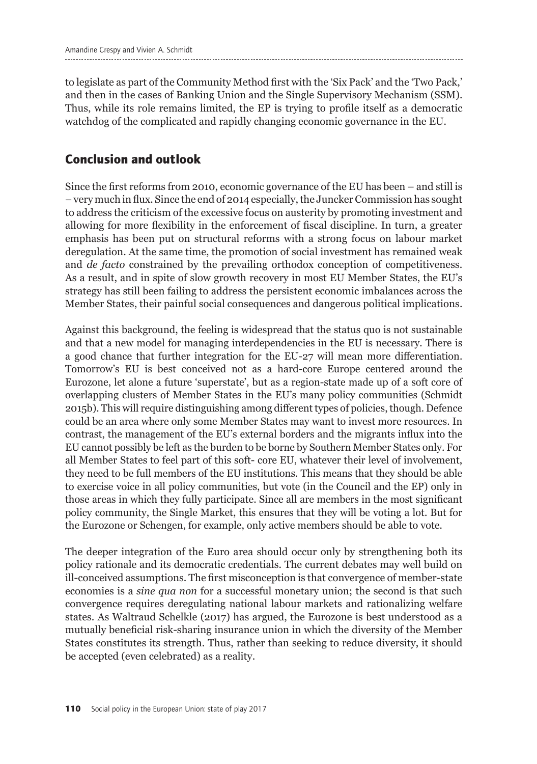to legislate as part of the Community Method first with the 'Six Pack' and the 'Two Pack,' and then in the cases of Banking Union and the Single Supervisory Mechanism (SSM). Thus, while its role remains limited, the EP is trying to profile itself as a democratic watchdog of the complicated and rapidly changing economic governance in the EU.

## Conclusion and outlook

Since the first reforms from 2010, economic governance of the EU has been – and still is – very much in flux. Since the end of 2014 especially, the Juncker Commission has sought to address the criticism of the excessive focus on austerity by promoting investment and allowing for more flexibility in the enforcement of fiscal discipline. In turn, a greater emphasis has been put on structural reforms with a strong focus on labour market deregulation. At the same time, the promotion of social investment has remained weak and *de facto* constrained by the prevailing orthodox conception of competitiveness. As a result, and in spite of slow growth recovery in most EU Member States, the EU's strategy has still been failing to address the persistent economic imbalances across the Member States, their painful social consequences and dangerous political implications.

Against this background, the feeling is widespread that the status quo is not sustainable and that a new model for managing interdependencies in the EU is necessary. There is a good chance that further integration for the EU-27 will mean more differentiation. Tomorrow's EU is best conceived not as a hard-core Europe centered around the Eurozone, let alone a future 'superstate', but as a region-state made up of a soft core of overlapping clusters of Member States in the EU's many policy communities (Schmidt 2015b). This will require distinguishing among different types of policies, though. Defence could be an area where only some Member States may want to invest more resources. In contrast, the management of the EU's external borders and the migrants influx into the EU cannot possibly be left as the burden to be borne by Southern Member States only. For all Member States to feel part of this soft- core EU, whatever their level of involvement, they need to be full members of the EU institutions. This means that they should be able to exercise voice in all policy communities, but vote (in the Council and the EP) only in those areas in which they fully participate. Since all are members in the most significant policy community, the Single Market, this ensures that they will be voting a lot. But for the Eurozone or Schengen, for example, only active members should be able to vote.

The deeper integration of the Euro area should occur only by strengthening both its policy rationale and its democratic credentials. The current debates may well build on ill-conceived assumptions. The first misconception is that convergence of member-state economies is a *sine qua non* for a successful monetary union; the second is that such convergence requires deregulating national labour markets and rationalizing welfare states. As Waltraud Schelkle (2017) has argued, the Eurozone is best understood as a mutually beneficial risk-sharing insurance union in which the diversity of the Member States constitutes its strength. Thus, rather than seeking to reduce diversity, it should be accepted (even celebrated) as a reality.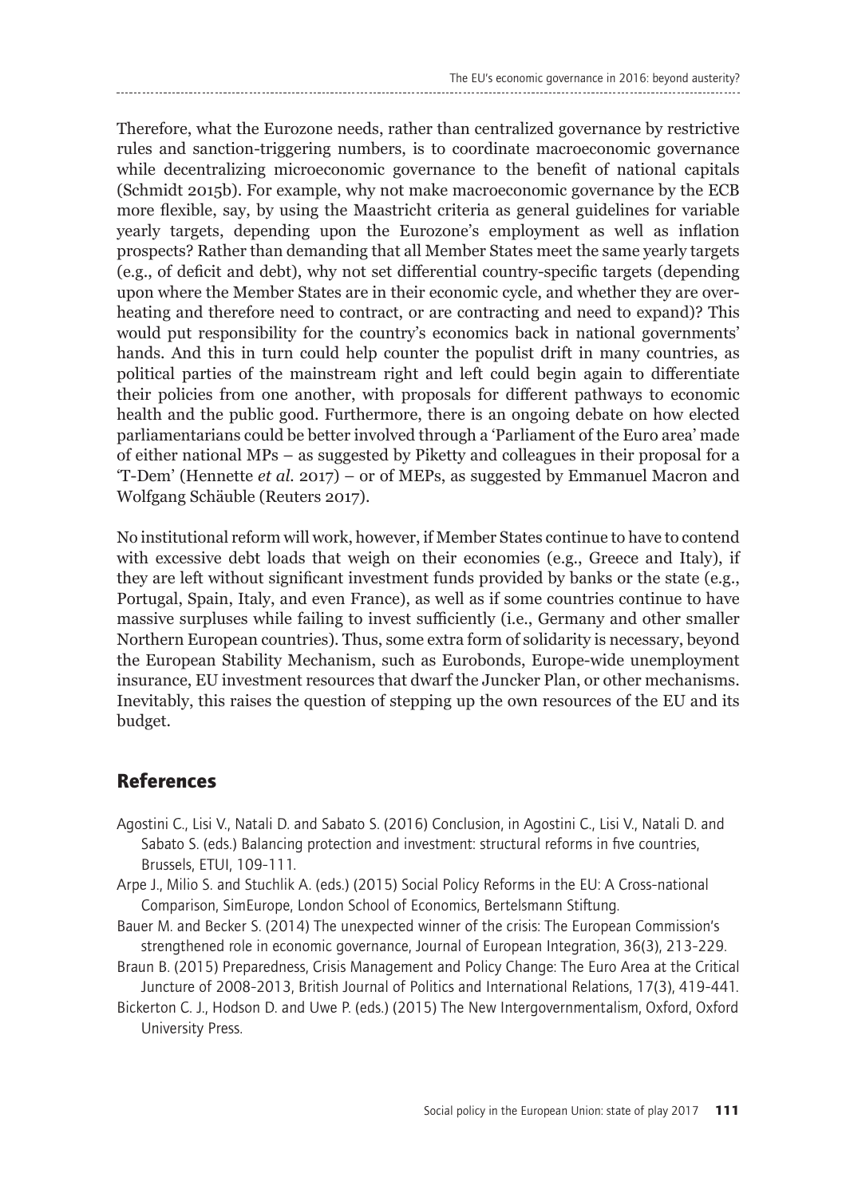Therefore, what the Eurozone needs, rather than centralized governance by restrictive rules and sanction-triggering numbers, is to coordinate macroeconomic governance while decentralizing microeconomic governance to the benefit of national capitals (Schmidt 2015b). For example, why not make macroeconomic governance by the ECB more flexible, say, by using the Maastricht criteria as general guidelines for variable yearly targets, depending upon the Eurozone's employment as well as inflation prospects? Rather than demanding that all Member States meet the same yearly targets (e.g., of deficit and debt), why not set differential country-specific targets (depending upon where the Member States are in their economic cycle, and whether they are overheating and therefore need to contract, or are contracting and need to expand)? This would put responsibility for the country's economics back in national governments' hands. And this in turn could help counter the populist drift in many countries, as political parties of the mainstream right and left could begin again to differentiate their policies from one another, with proposals for different pathways to economic health and the public good. Furthermore, there is an ongoing debate on how elected parliamentarians could be better involved through a 'Parliament of the Euro area' made of either national MPs – as suggested by Piketty and colleagues in their proposal for a 'T-Dem' (Hennette *et al.* 2017) – or of MEPs, as suggested by Emmanuel Macron and Wolfgang Schäuble (Reuters 2017).

No institutional reform will work, however, if Member States continue to have to contend with excessive debt loads that weigh on their economies (e.g., Greece and Italy), if they are left without significant investment funds provided by banks or the state (e.g., Portugal, Spain, Italy, and even France), as well as if some countries continue to have massive surpluses while failing to invest sufficiently (i.e., Germany and other smaller Northern European countries). Thus, some extra form of solidarity is necessary, beyond the European Stability Mechanism, such as Eurobonds, Europe-wide unemployment insurance, EU investment resources that dwarf the Juncker Plan, or other mechanisms. Inevitably, this raises the question of stepping up the own resources of the EU and its budget.

## References

Agostini C., Lisi V., Natali D. and Sabato S. (2016) Conclusion, in Agostini C., Lisi V., Natali D. and Sabato S. (eds.) Balancing protection and investment: structural reforms in five countries, Brussels, ETUI, 109-111.

Arpe J., Milio S. and Stuchlik A. (eds.) (2015) Social Policy Reforms in the EU: A Cross-national Comparison, SimEurope, London School of Economics, Bertelsmann Stiftung.

Bauer M. and Becker S. (2014) The unexpected winner of the crisis: The European Commission's strengthened role in economic governance, Journal of European Integration, 36(3), 213-229.

Braun B. (2015) Preparedness, Crisis Management and Policy Change: The Euro Area at the Critical Juncture of 2008-2013, British Journal of Politics and International Relations, 17(3), 419-441.

Bickerton C. J., Hodson D. and Uwe P. (eds.) (2015) The New Intergovernmentalism, Oxford, Oxford University Press.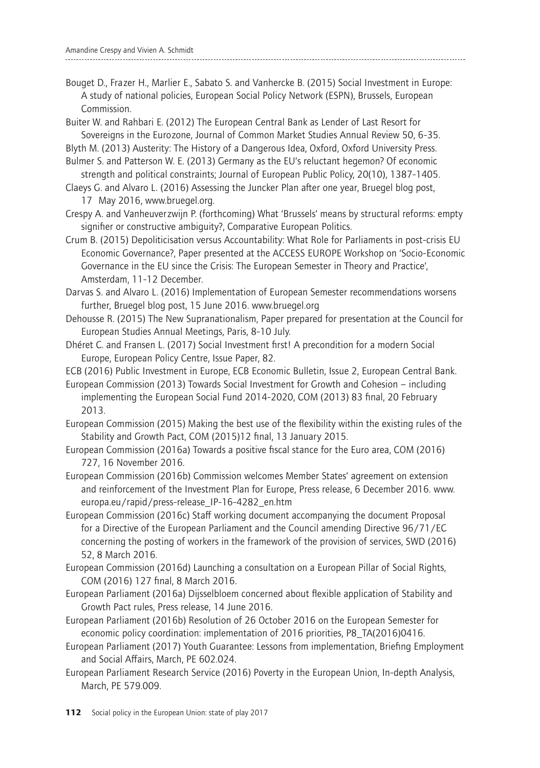Bouget D., Frazer H., Marlier E., Sabato S. and Vanhercke B. (2015) Social Investment in Europe: A study of national policies, European Social Policy Network (ESPN), Brussels, European Commission.

Buiter W. and Rahbari E. (2012) The European Central Bank as Lender of Last Resort for Sovereigns in the Eurozone, Journal of Common Market Studies Annual Review 50, 6-35.

Blyth M. (2013) Austerity: The History of a Dangerous Idea, Oxford, Oxford University Press.

Bulmer S. and Patterson W. E. (2013) Germany as the EU's reluctant hegemon? Of economic strength and political constraints; Journal of European Public Policy, 20(10), 1387-1405.

Claeys G. and Alvaro L. (2016) Assessing the Juncker Plan after one year, Bruegel blog post, 17 May 2016, www.bruegel.org.

Crespy A. and Vanheuverzwijn P. (forthcoming) What 'Brussels' means by structural reforms: empty signifier or constructive ambiguity?, Comparative European Politics.

Crum B. (2015) Depoliticisation versus Accountability: What Role for Parliaments in post-crisis EU Economic Governance?, Paper presented at the ACCESS EUROPE Workshop on 'Socio-Economic Governance in the EU since the Crisis: The European Semester in Theory and Practice', Amsterdam, 11-12 December.

Darvas S. and Alvaro L. (2016) Implementation of European Semester recommendations worsens further, Bruegel blog post, 15 June 2016. www.bruegel.org

Dehousse R. (2015) The New Supranationalism, Paper prepared for presentation at the Council for European Studies Annual Meetings, Paris, 8-10 July.

Dhéret C. and Fransen L. (2017) Social Investment first! A precondition for a modern Social Europe, European Policy Centre, Issue Paper, 82.

ECB (2016) Public Investment in Europe, ECB Economic Bulletin, Issue 2, European Central Bank.

European Commission (2013) Towards Social Investment for Growth and Cohesion – including implementing the European Social Fund 2014-2020, COM (2013) 83 final, 20 February 2013.

European Commission (2015) Making the best use of the flexibility within the existing rules of the Stability and Growth Pact, COM (2015)12 final, 13 January 2015.

European Commission (2016a) Towards a positive fiscal stance for the Euro area, COM (2016) 727, 16 November 2016.

European Commission (2016b) Commission welcomes Member States' agreement on extension and reinforcement of the Investment Plan for Europe, Press release, 6 December 2016. www.europa.eu/rapid/press-release_IP-16-4282_en.htm

European Commission (2016c) Staff working document accompanying the document Proposal for a Directive of the European Parliament and the Council amending Directive 96/71/EC concerning the posting of workers in the framework of the provision of services, SWD (2016) 52, 8 March 2016.

European Commission (2016d) Launching a consultation on a European Pillar of Social Rights, COM (2016) 127 final, 8 March 2016.

European Parliament (2016a) Dijsselbloem concerned about flexible application of Stability and Growth Pact rules, Press release, 14 June 2016.

European Parliament (2016b) Resolution of 26 October 2016 on the European Semester for economic policy coordination: implementation of 2016 priorities, P8_TA(2016)0416.

European Parliament (2017) Youth Guarantee: Lessons from implementation, Briefing Employment and Social Affairs, March, PE 602.024.

European Parliament Research Service (2016) Poverty in the European Union, In-depth Analysis, March, PE 579.009.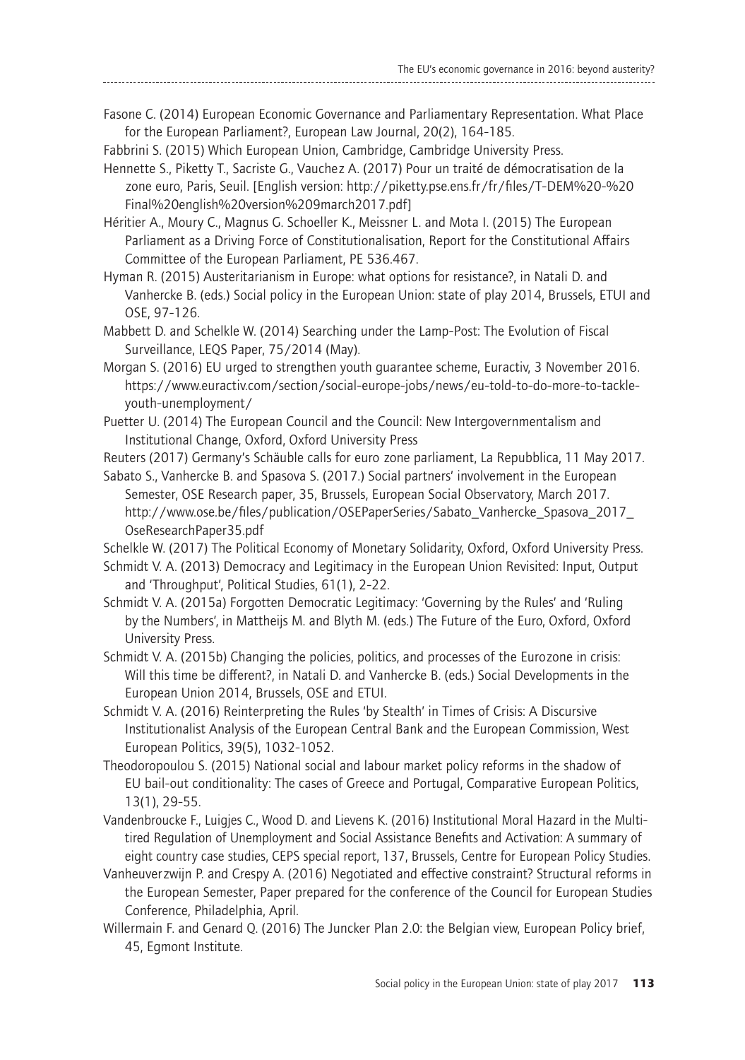Fasone C. (2014) European Economic Governance and Parliamentary Representation. What Place for the European Parliament?, European Law Journal, 20(2), 164-185.

Fabbrini S. (2015) Which European Union, Cambridge, Cambridge University Press.

Hennette S., Piketty T., Sacriste G., Vauchez A. (2017) Pour un traité de démocratisation de la zone euro, Paris, Seuil. [English version: http://piketty.pse.ens.fr/fr/files/T-DEM%20-%20Final%20english%20version%209march2017.pdf]

Héritier A., Moury C., Magnus G. Schoeller K., Meissner L. and Mota I. (2015) The European Parliament as a Driving Force of Constitutionalisation, Report for the Constitutional Affairs Committee of the European Parliament, PE 536.467.

Hyman R. (2015) Austeritarianism in Europe: what options for resistance?, in Natali D. and Vanhercke B. (eds.) Social policy in the European Union: state of play 2014, Brussels, ETUI and OSE, 97-126.

Mabbett D. and Schelkle W. (2014) Searching under the Lamp-Post: The Evolution of Fiscal Surveillance, LEQS Paper, 75/2014 (May).

Morgan S. (2016) EU urged to strengthen youth guarantee scheme, Euractiv, 3 November 2016. https://www.euractiv.com/section/social-europe-jobs/news/eu-told-to-do-more-to-tackle-youth-unemployment/

Puetter U. (2014) The European Council and the Council: New Intergovernmentalism and Institutional Change, Oxford, Oxford University Press

Reuters (2017) Germany's Schäuble calls for euro zone parliament, La Repubblica, 11 May 2017.

Sabato S., Vanhercke B. and Spasova S. (2017.) Social partners' involvement in the European Semester, OSE Research paper, 35, Brussels, European Social Observatory, March 2017. http://www.ose.be/files/publication/OSEPaperSeries/Sabato_Vanhercke_Spasova_2017_OseResearchPaper35.pdf

Schelkle W. (2017) The Political Economy of Monetary Solidarity, Oxford, Oxford University Press.

Schmidt V. A. (2013) Democracy and Legitimacy in the European Union Revisited: Input, Output and 'Throughput', Political Studies, 61(1), 2-22.

Schmidt V. A. (2015a) Forgotten Democratic Legitimacy: 'Governing by the Rules' and 'Ruling by the Numbers', in Mattheijs M. and Blyth M. (eds.) The Future of the Euro, Oxford, Oxford University Press.

Schmidt V. A. (2015b) Changing the policies, politics, and processes of the Eurozone in crisis: Will this time be different?, in Natali D. and Vanhercke B. (eds.) Social Developments in the European Union 2014, Brussels, OSE and ETUI.

Schmidt V. A. (2016) Reinterpreting the Rules 'by Stealth' in Times of Crisis: A Discursive Institutionalist Analysis of the European Central Bank and the European Commission, West European Politics, 39(5), 1032-1052.

Theodoropoulou S. (2015) National social and labour market policy reforms in the shadow of EU bail-out conditionality: The cases of Greece and Portugal, Comparative European Politics, 13(1), 29-55.

Vandenbroucke F., Luigjes C., Wood D. and Lievens K. (2016) Institutional Moral Hazard in the Multi-tired Regulation of Unemployment and Social Assistance Benefits and Activation: A summary of eight country case studies, CEPS special report, 137, Brussels, Centre for European Policy Studies.

Vanheuverzwijn P. and Crespy A. (2016) Negotiated and effective constraint? Structural reforms in the European Semester, Paper prepared for the conference of the Council for European Studies Conference, Philadelphia, April.

Willermain F. and Genard Q. (2016) The Juncker Plan 2.0: the Belgian view, European Policy brief, 45, Egmont Institute.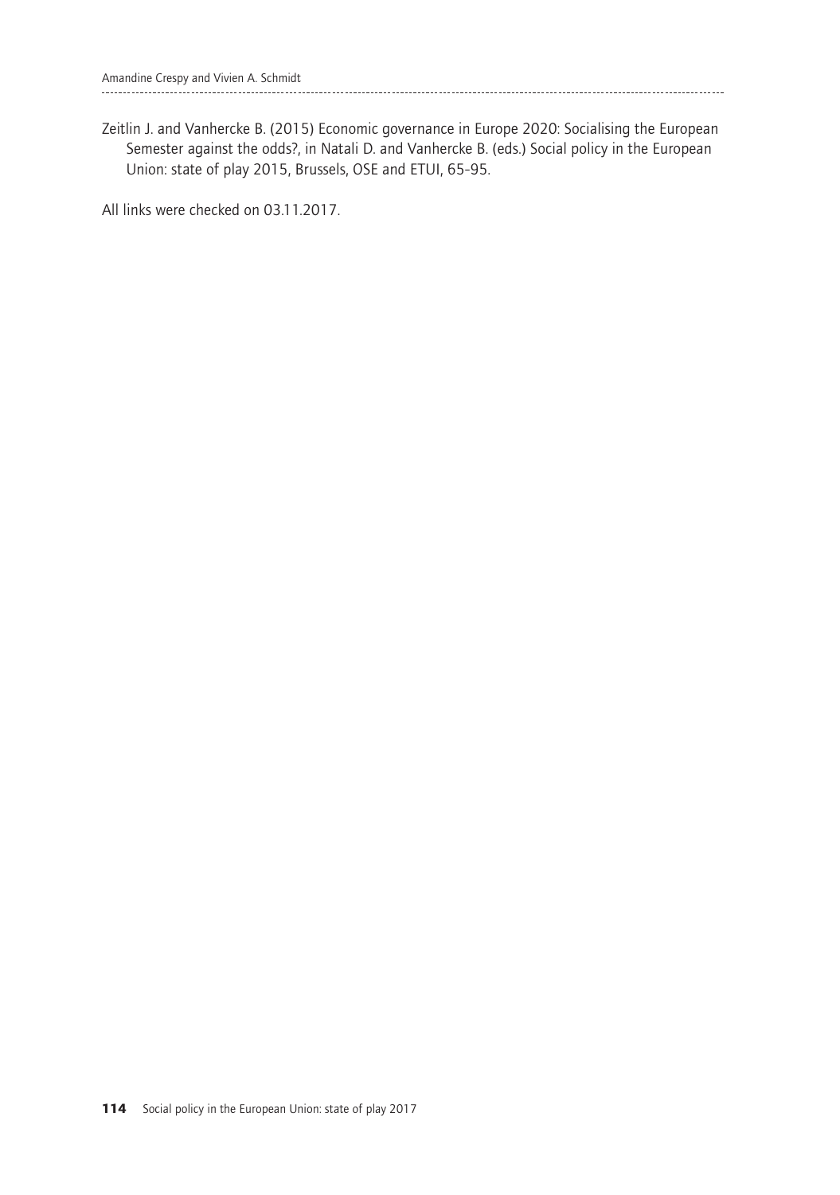Zeitlin J. and Vanhercke B. (2015) Economic governance in Europe 2020: Socialising the European Semester against the odds?, in Natali D. and Vanhercke B. (eds.) Social policy in the European Union: state of play 2015, Brussels, OSE and ETUI, 65-95.

All links were checked on 03.11.2017.